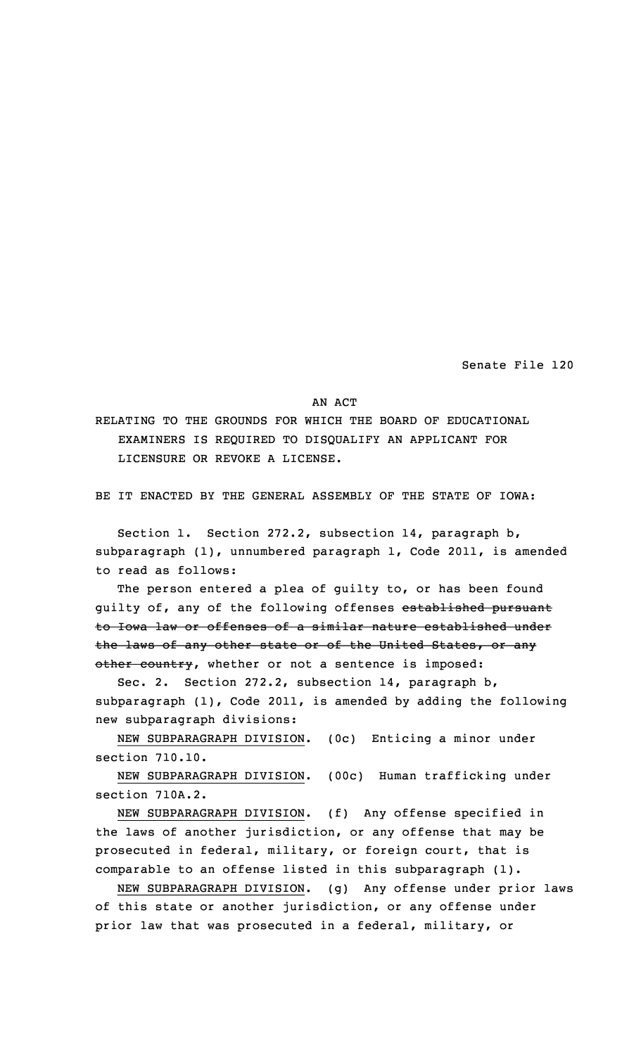Senate File 120

AN ACT

RELATING TO THE GROUNDS FOR WHICH THE BOARD OF EDUCATIONAL EXAMINERS IS REQUIRED TO DISQUALIFY AN APPLICANT FOR LICENSURE OR REVOKE A LICENSE.

BE IT ENACTED BY THE GENERAL ASSEMBLY OF THE STATE OF IOWA:

Section 1. Section 272.2, subsection 14, paragraph b, subparagraph (1), unnumbered paragraph 1, Code 2011, is amended to read as follows:

The person entered a plea of guilty to, or has been found guilty of, any of the following offenses ~~established pursuant to Iowa law or offenses of a similar nature established under the laws of any other state or of the United States, or any other country~~, whether or not a sentence is imposed:

Sec. 2. Section 272.2, subsection 14, paragraph b, subparagraph (1), Code 2011, is amended by adding the following new subparagraph divisions:

NEW SUBPARAGRAPH DIVISION. (0c) Enticing a minor under section 710.10.

NEW SUBPARAGRAPH DIVISION. (00c) Human trafficking under section 710A.2.

NEW SUBPARAGRAPH DIVISION. (f) Any offense specified in the laws of another jurisdiction, or any offense that may be prosecuted in federal, military, or foreign court, that is comparable to an offense listed in this subparagraph (1).

NEW SUBPARAGRAPH DIVISION. (g) Any offense under prior laws of this state or another jurisdiction, or any offense under prior law that was prosecuted in a federal, military, or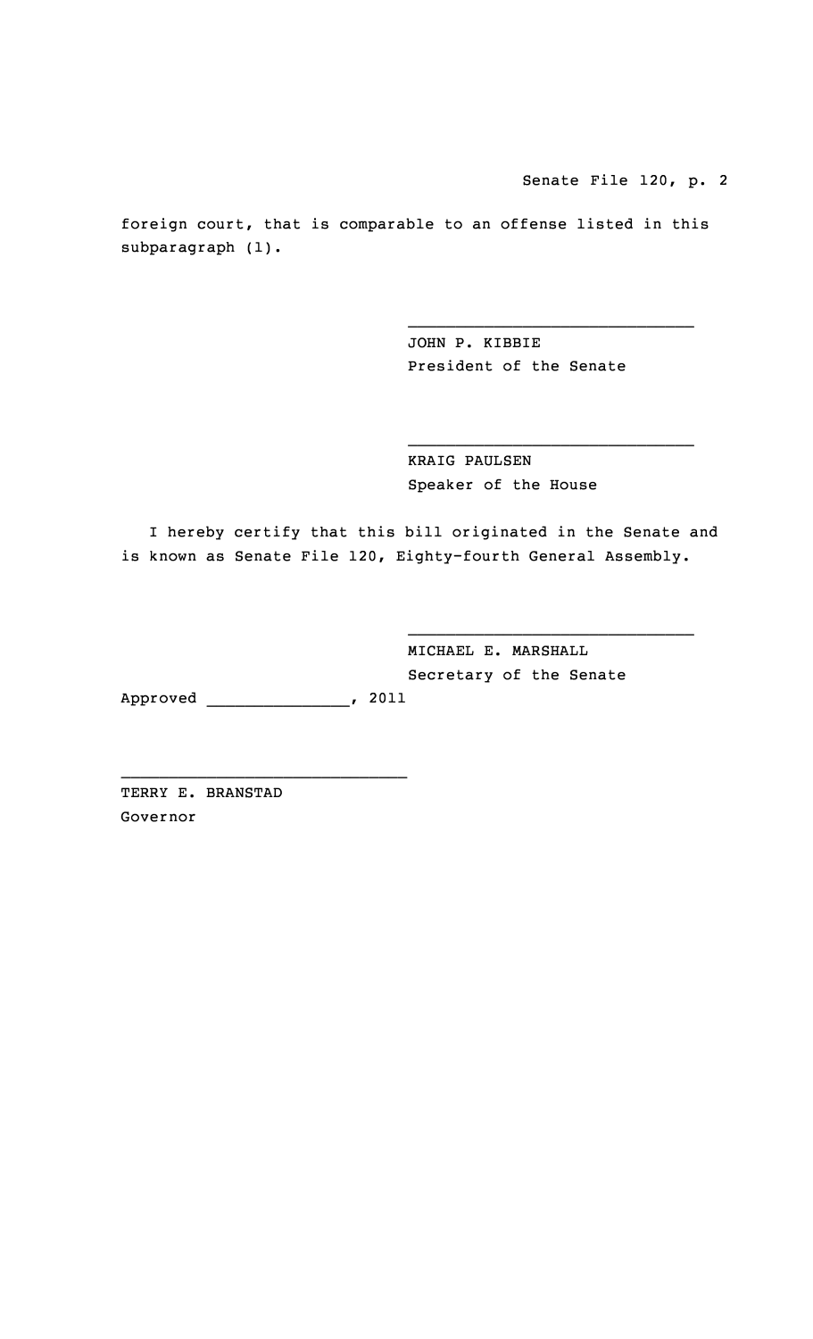foreign court, that is comparable to an offense listed in this subparagraph (1).

______________________________
JOHN P. KIBBIE
President of the Senate

______________________________
KRAIG PAULSEN
Speaker of the House

I hereby certify that this bill originated in the Senate and is known as Senate File 120, Eighty-fourth General Assembly.

______________________________
MICHAEL E. MARSHALL
Secretary of the Senate

Approved _______________, 2011

______________________________
TERRY E. BRANSTAD
Governor